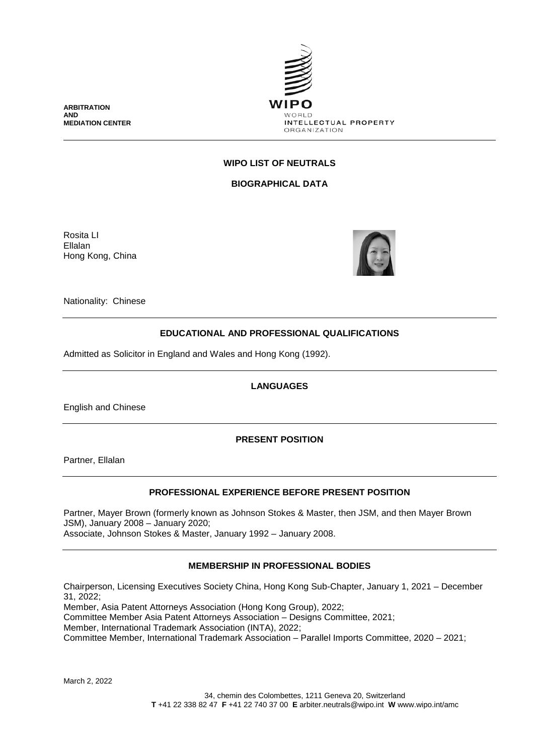ARBITRATION AND MEDIATION CENTER

WIPO
WORLD
INTELLECTUAL PROPERTY
ORGANIZATION

## WIPO LIST OF NEUTRALS

## BIOGRAPHICAL DATA

Rosita LI
Ellalan
Hong Kong, China

Nationality: Chinese

### EDUCATIONAL AND PROFESSIONAL QUALIFICATIONS

Admitted as Solicitor in England and Wales and Hong Kong (1992).

### LANGUAGES

English and Chinese

### PRESENT POSITION

Partner, Ellalan

### PROFESSIONAL EXPERIENCE BEFORE PRESENT POSITION

Partner, Mayer Brown (formerly known as Johnson Stokes & Master, then JSM, and then Mayer Brown JSM), January 2008 – January 2020;
Associate, Johnson Stokes & Master, January 1992 – January 2008.

### MEMBERSHIP IN PROFESSIONAL BODIES

Chairperson, Licensing Executives Society China, Hong Kong Sub-Chapter, January 1, 2021 – December 31, 2022;
Member, Asia Patent Attorneys Association (Hong Kong Group), 2022;
Committee Member Asia Patent Attorneys Association – Designs Committee, 2021;
Member, International Trademark Association (INTA), 2022;
Committee Member, International Trademark Association – Parallel Imports Committee, 2020 – 2021;

March 2, 2022

34, chemin des Colombettes, 1211 Geneva 20, Switzerland
**T** +41 22 338 82 47 **F** +41 22 740 37 00 **E** arbiter.neutrals@wipo.int **W** www.wipo.int/amc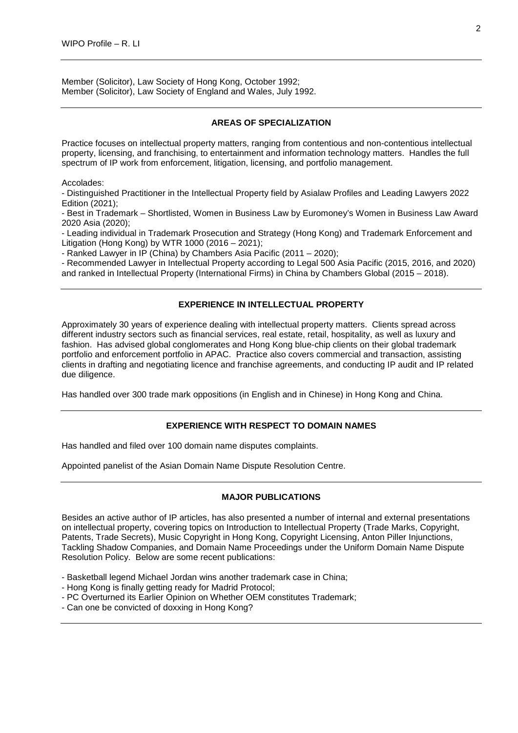Member (Solicitor), Law Society of Hong Kong, October 1992;
Member (Solicitor), Law Society of England and Wales, July 1992.

## AREAS OF SPECIALIZATION

Practice focuses on intellectual property matters, ranging from contentious and non-contentious intellectual property, licensing, and franchising, to entertainment and information technology matters. Handles the full spectrum of IP work from enforcement, litigation, licensing, and portfolio management.

Accolades:

- Distinguished Practitioner in the Intellectual Property field by Asialaw Profiles and Leading Lawyers 2022 Edition (2021);
- Best in Trademark – Shortlisted, Women in Business Law by Euromoney's Women in Business Law Award 2020 Asia (2020);
- Leading individual in Trademark Prosecution and Strategy (Hong Kong) and Trademark Enforcement and Litigation (Hong Kong) by WTR 1000 (2016 – 2021);
- Ranked Lawyer in IP (China) by Chambers Asia Pacific (2011 – 2020);
- Recommended Lawyer in Intellectual Property according to Legal 500 Asia Pacific (2015, 2016, and 2020) and ranked in Intellectual Property (International Firms) in China by Chambers Global (2015 – 2018).

## EXPERIENCE IN INTELLECTUAL PROPERTY

Approximately 30 years of experience dealing with intellectual property matters. Clients spread across different industry sectors such as financial services, real estate, retail, hospitality, as well as luxury and fashion. Has advised global conglomerates and Hong Kong blue-chip clients on their global trademark portfolio and enforcement portfolio in APAC. Practice also covers commercial and transaction, assisting clients in drafting and negotiating licence and franchise agreements, and conducting IP audit and IP related due diligence.

Has handled over 300 trade mark oppositions (in English and in Chinese) in Hong Kong and China.

## EXPERIENCE WITH RESPECT TO DOMAIN NAMES

Has handled and filed over 100 domain name disputes complaints.

Appointed panelist of the Asian Domain Name Dispute Resolution Centre.

## MAJOR PUBLICATIONS

Besides an active author of IP articles, has also presented a number of internal and external presentations on intellectual property, covering topics on Introduction to Intellectual Property (Trade Marks, Copyright, Patents, Trade Secrets), Music Copyright in Hong Kong, Copyright Licensing, Anton Piller Injunctions, Tackling Shadow Companies, and Domain Name Proceedings under the Uniform Domain Name Dispute Resolution Policy. Below are some recent publications:

- Basketball legend Michael Jordan wins another trademark case in China;
- Hong Kong is finally getting ready for Madrid Protocol;
- PC Overturned its Earlier Opinion on Whether OEM constitutes Trademark;
- Can one be convicted of doxxing in Hong Kong?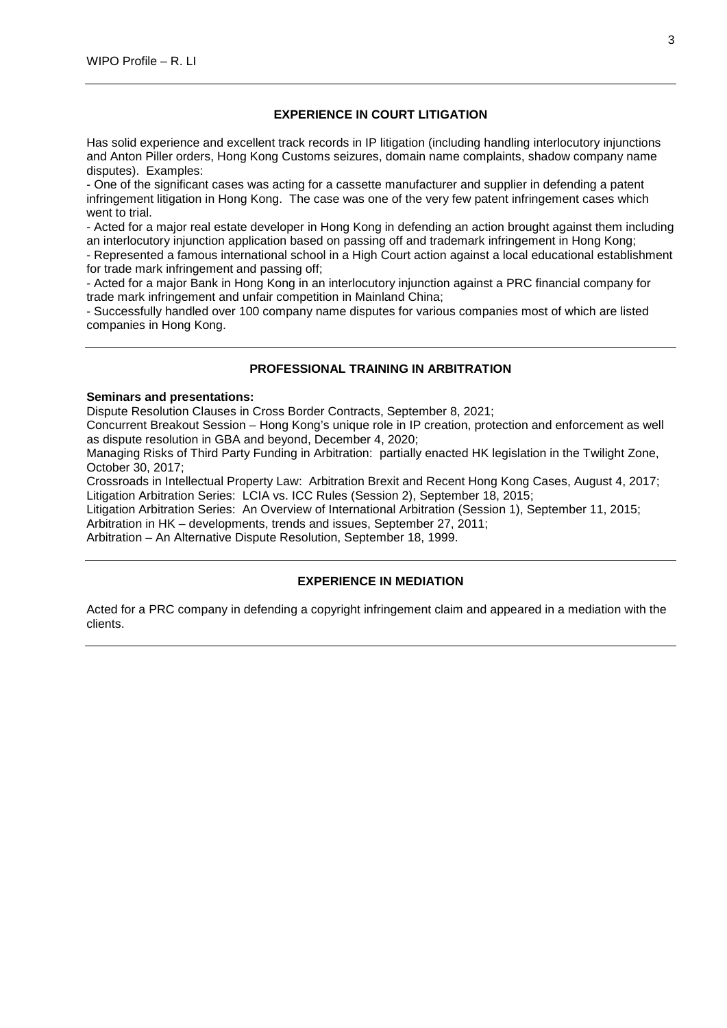## EXPERIENCE IN COURT LITIGATION

Has solid experience and excellent track records in IP litigation (including handling interlocutory injunctions and Anton Piller orders, Hong Kong Customs seizures, domain name complaints, shadow company name disputes). Examples:

- One of the significant cases was acting for a cassette manufacturer and supplier in defending a patent infringement litigation in Hong Kong. The case was one of the very few patent infringement cases which went to trial.
- Acted for a major real estate developer in Hong Kong in defending an action brought against them including an interlocutory injunction application based on passing off and trademark infringement in Hong Kong;
- Represented a famous international school in a High Court action against a local educational establishment for trade mark infringement and passing off;
- Acted for a major Bank in Hong Kong in an interlocutory injunction against a PRC financial company for trade mark infringement and unfair competition in Mainland China;
- Successfully handled over 100 company name disputes for various companies most of which are listed companies in Hong Kong.

## PROFESSIONAL TRAINING IN ARBITRATION

**Seminars and presentations:**

Dispute Resolution Clauses in Cross Border Contracts, September 8, 2021;

Concurrent Breakout Session – Hong Kong's unique role in IP creation, protection and enforcement as well as dispute resolution in GBA and beyond, December 4, 2020;

Managing Risks of Third Party Funding in Arbitration: partially enacted HK legislation in the Twilight Zone, October 30, 2017;

Crossroads in Intellectual Property Law: Arbitration Brexit and Recent Hong Kong Cases, August 4, 2017;

Litigation Arbitration Series: LCIA vs. ICC Rules (Session 2), September 18, 2015;

Litigation Arbitration Series: An Overview of International Arbitration (Session 1), September 11, 2015;

Arbitration in HK – developments, trends and issues, September 27, 2011;

Arbitration – An Alternative Dispute Resolution, September 18, 1999.

## EXPERIENCE IN MEDIATION

Acted for a PRC company in defending a copyright infringement claim and appeared in a mediation with the clients.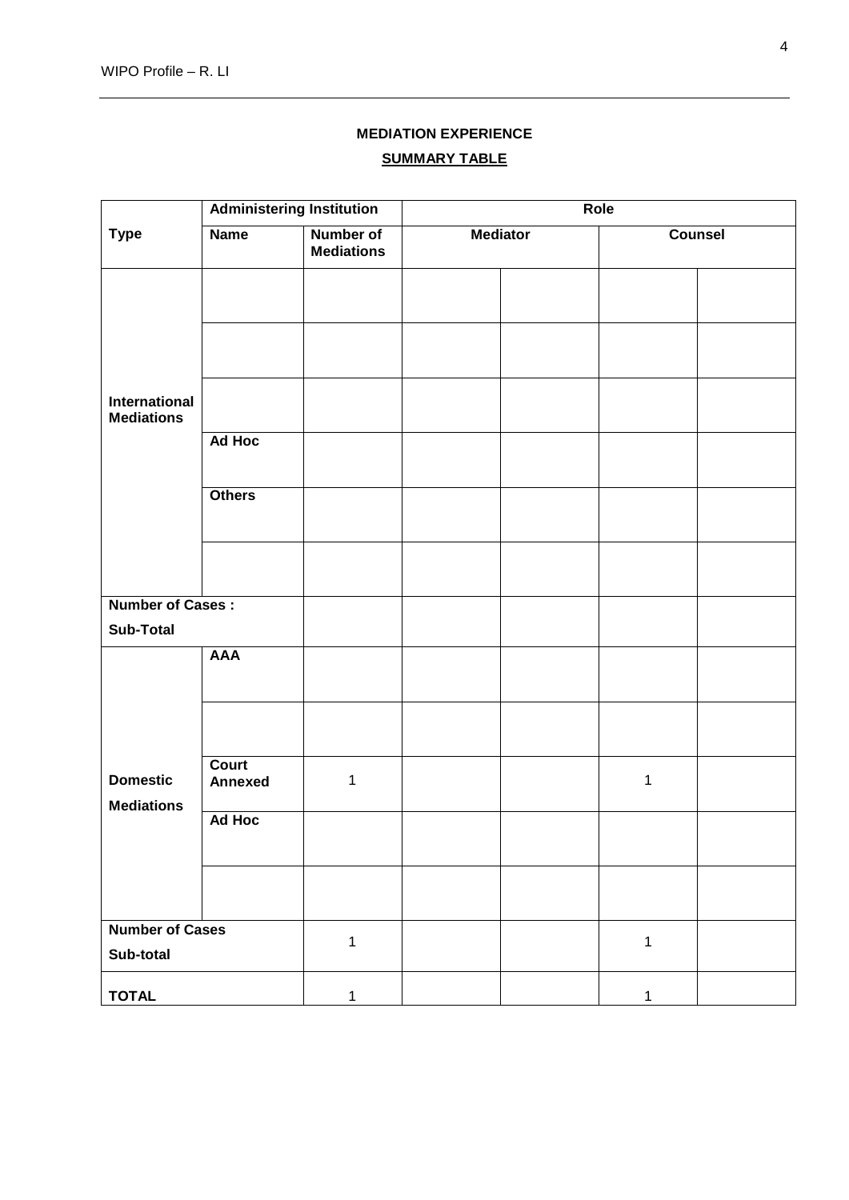## MEDIATION EXPERIENCE

## SUMMARY TABLE

| Type | Administering Institution | | Role | | | |
|---|---|---|---|---|---|---|
| | Name | Number of Mediations | Mediator | | Counsel | |
| International Mediations | | | | | | |
| | | | | | | |
| | | | | | | |
| | Ad Hoc | | | | | |
| | Others | | | | | |
| | | | | | | |
| Number of Cases : Sub-Total | | | | | | |
| Domestic Mediations | AAA | | | | | |
| | | | | | | |
| | Court Annexed | 1 | | | 1 | |
| | Ad Hoc | | | | | |
| | | | | | | |
| Number of Cases Sub-total | | 1 | | | 1 | |
| TOTAL | | 1 | | | 1 | |